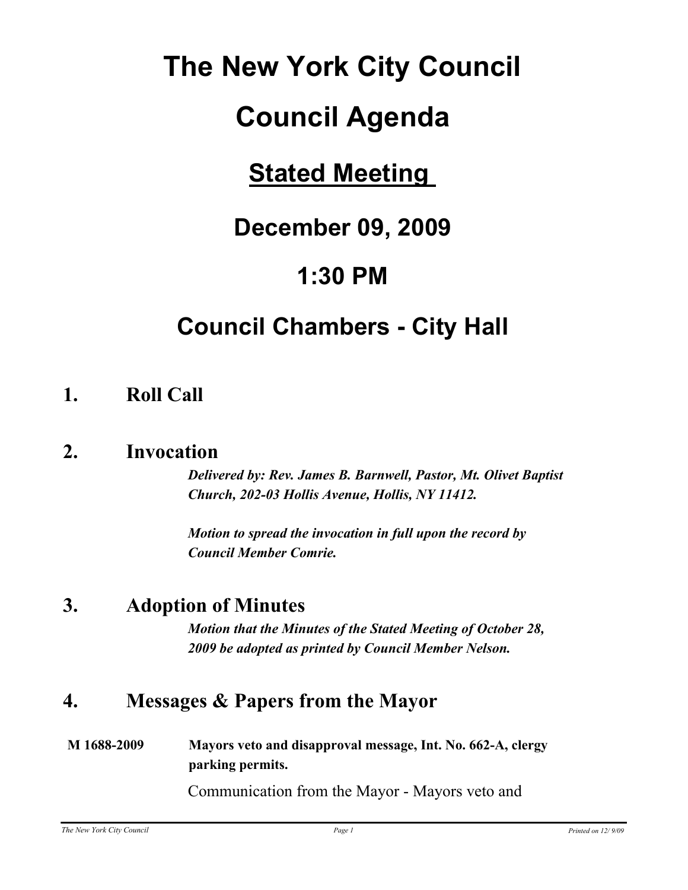# The New York City Council

# Council Agenda

## Stated Meeting

## December 09, 2009

## 1:30 PM

## Council Chambers - City Hall

### 1. Roll Call

### 2. Invocation

***Delivered by: Rev. James B. Barnwell, Pastor, Mt. Olivet Baptist Church, 202-03 Hollis Avenue, Hollis, NY 11412.***

***Motion to spread the invocation in full upon the record by Council Member Comrie.***

### 3. Adoption of Minutes

***Motion that the Minutes of the Stated Meeting of October 28, 2009 be adopted as printed by Council Member Nelson.***

### 4. Messages & Papers from the Mayor

**M 1688-2009** **Mayors veto and disapproval message, Int. No. 662-A, clergy parking permits.**

Communication from the Mayor - Mayors veto and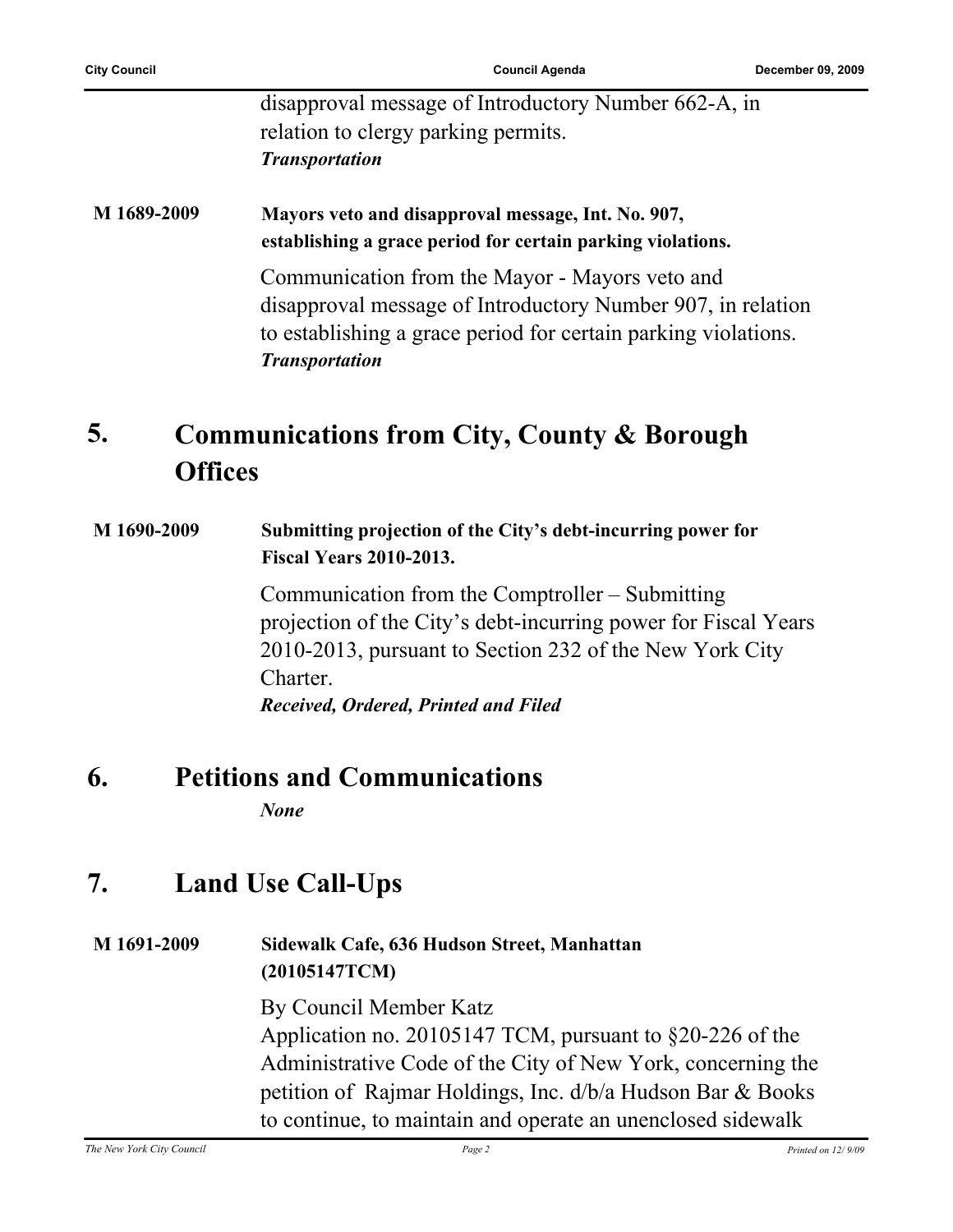disapproval message of Introductory Number 662-A, in relation to clergy parking permits.
***Transportation***

**M 1689-2009** **Mayors veto and disapproval message, Int. No. 907, establishing a grace period for certain parking violations.**

Communication from the Mayor - Mayors veto and disapproval message of Introductory Number 907, in relation to establishing a grace period for certain parking violations.
***Transportation***

## 5. Communications from City, County & Borough Offices

**M 1690-2009** **Submitting projection of the City's debt-incurring power for Fiscal Years 2010-2013.**

Communication from the Comptroller – Submitting projection of the City's debt-incurring power for Fiscal Years 2010-2013, pursuant to Section 232 of the New York City Charter.
***Received, Ordered, Printed and Filed***

## 6. Petitions and Communications

***None***

## 7. Land Use Call-Ups

**M 1691-2009** **Sidewalk Cafe, 636 Hudson Street, Manhattan (20105147TCM)**

By Council Member Katz
Application no. 20105147 TCM, pursuant to §20-226 of the Administrative Code of the City of New York, concerning the petition of Rajmar Holdings, Inc. d/b/a Hudson Bar & Books to continue, to maintain and operate an unenclosed sidewalk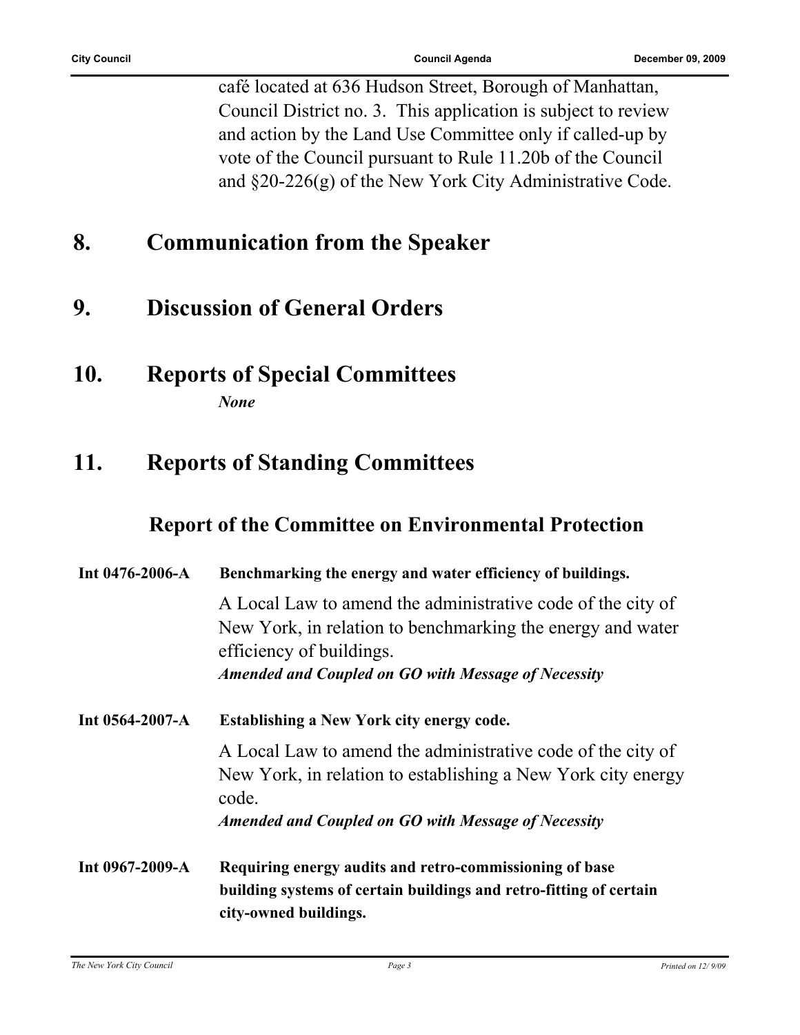café located at 636 Hudson Street, Borough of Manhattan, Council District no. 3. This application is subject to review and action by the Land Use Committee only if called-up by vote of the Council pursuant to Rule 11.20b of the Council and §20-226(g) of the New York City Administrative Code.

## 8. Communication from the Speaker

## 9. Discussion of General Orders

## 10. Reports of Special Committees

***None***

## 11. Reports of Standing Committees

### Report of the Committee on Environmental Protection

**Int 0476-2006-A** **Benchmarking the energy and water efficiency of buildings.**

A Local Law to amend the administrative code of the city of New York, in relation to benchmarking the energy and water efficiency of buildings.
***Amended and Coupled on GO with Message of Necessity***

**Int 0564-2007-A** **Establishing a New York city energy code.**

A Local Law to amend the administrative code of the city of New York, in relation to establishing a New York city energy code.
***Amended and Coupled on GO with Message of Necessity***

**Int 0967-2009-A** **Requiring energy audits and retro-commissioning of base building systems of certain buildings and retro-fitting of certain city-owned buildings.**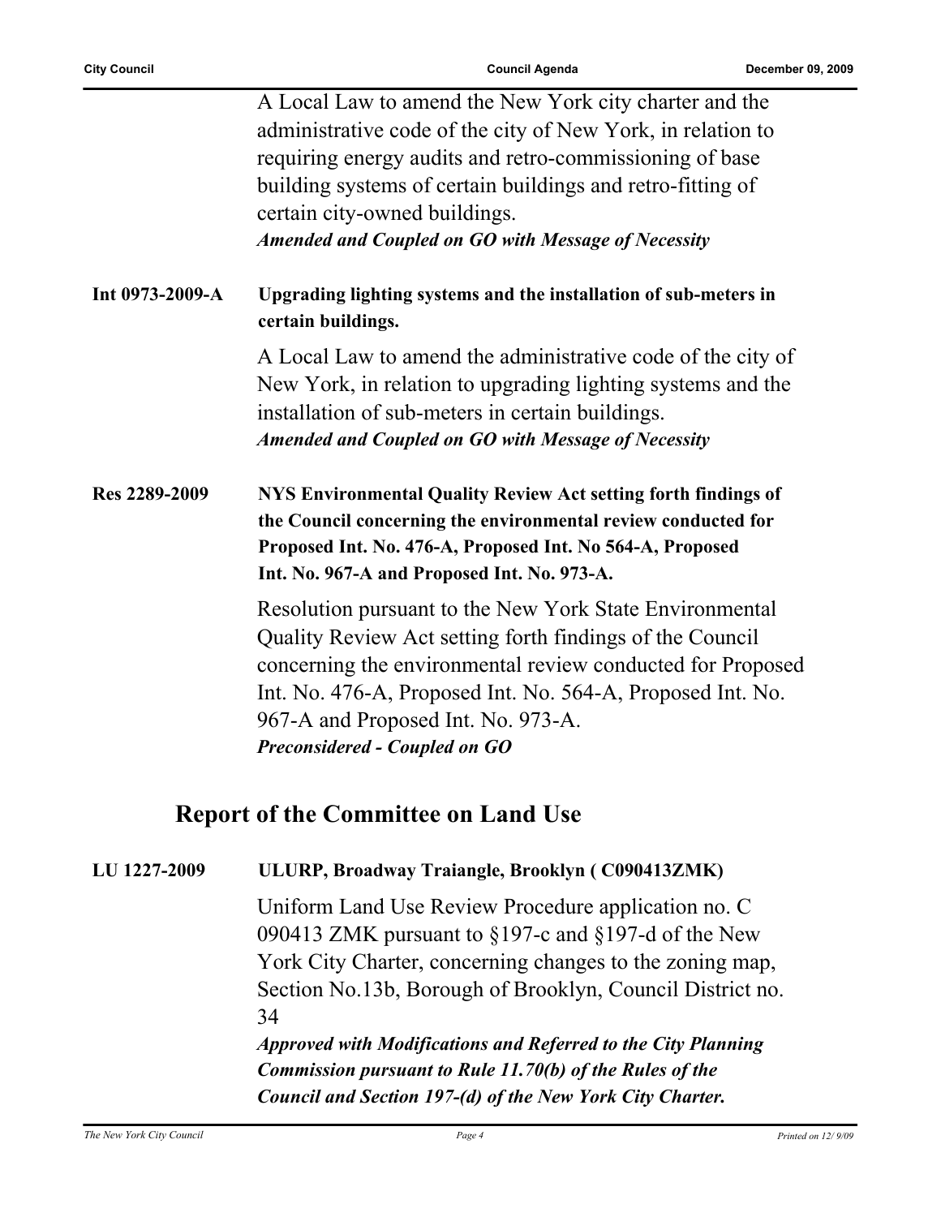A Local Law to amend the New York city charter and the administrative code of the city of New York, in relation to requiring energy audits and retro-commissioning of base building systems of certain buildings and retro-fitting of certain city-owned buildings.

***Amended and Coupled on GO with Message of Necessity***

**Int 0973-2009-A** **Upgrading lighting systems and the installation of sub-meters in certain buildings.**

A Local Law to amend the administrative code of the city of New York, in relation to upgrading lighting systems and the installation of sub-meters in certain buildings.

***Amended and Coupled on GO with Message of Necessity***

**Res 2289-2009** **NYS Environmental Quality Review Act setting forth findings of the Council concerning the environmental review conducted for Proposed Int. No. 476-A, Proposed Int. No 564-A, Proposed Int. No. 967-A and Proposed Int. No. 973-A.**

Resolution pursuant to the New York State Environmental Quality Review Act setting forth findings of the Council concerning the environmental review conducted for Proposed Int. No. 476-A, Proposed Int. No. 564-A, Proposed Int. No. 967-A and Proposed Int. No. 973-A.

***Preconsidered - Coupled on GO***

## Report of the Committee on Land Use

**LU 1227-2009** **ULURP, Broadway Traiangle, Brooklyn ( C090413ZMK)**

Uniform Land Use Review Procedure application no. C 090413 ZMK pursuant to §197-c and §197-d of the New York City Charter, concerning changes to the zoning map, Section No.13b, Borough of Brooklyn, Council District no. 34

***Approved with Modifications and Referred to the City Planning Commission pursuant to Rule 11.70(b) of the Rules of the Council and Section 197-(d) of the New York City Charter.***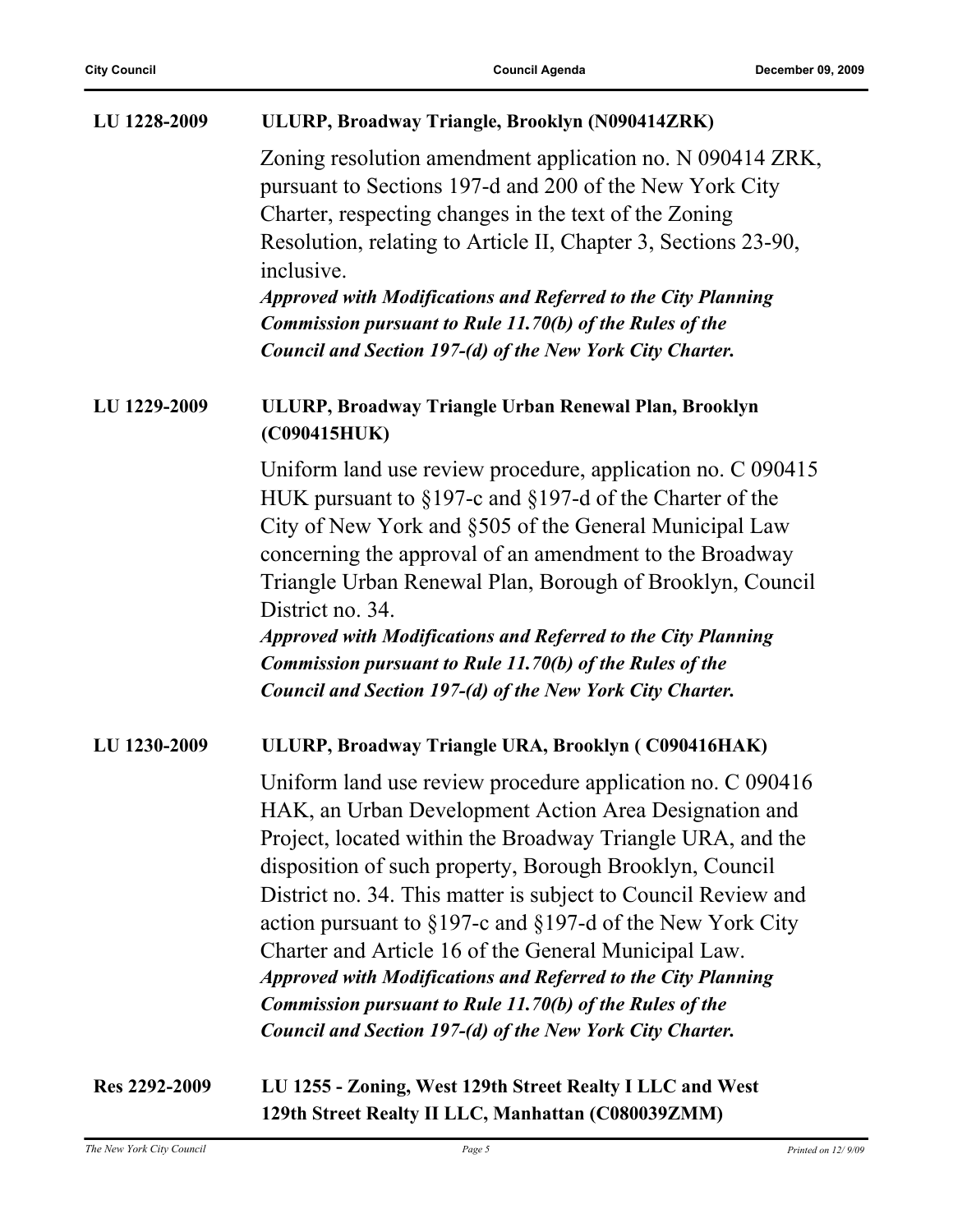**LU 1228-2009** **ULURP, Broadway Triangle, Brooklyn (N090414ZRK)**

Zoning resolution amendment application no. N 090414 ZRK, pursuant to Sections 197-d and 200 of the New York City Charter, respecting changes in the text of the Zoning Resolution, relating to Article II, Chapter 3, Sections 23-90, inclusive.

***Approved with Modifications and Referred to the City Planning Commission pursuant to Rule 11.70(b) of the Rules of the Council and Section 197-(d) of the New York City Charter.***

**LU 1229-2009** **ULURP, Broadway Triangle Urban Renewal Plan, Brooklyn (C090415HUK)**

Uniform land use review procedure, application no. C 090415 HUK pursuant to §197-c and §197-d of the Charter of the City of New York and §505 of the General Municipal Law concerning the approval of an amendment to the Broadway Triangle Urban Renewal Plan, Borough of Brooklyn, Council District no. 34.

***Approved with Modifications and Referred to the City Planning Commission pursuant to Rule 11.70(b) of the Rules of the Council and Section 197-(d) of the New York City Charter.***

**LU 1230-2009** **ULURP, Broadway Triangle URA, Brooklyn ( C090416HAK)**

Uniform land use review procedure application no. C 090416 HAK, an Urban Development Action Area Designation and Project, located within the Broadway Triangle URA, and the disposition of such property, Borough Brooklyn, Council District no. 34. This matter is subject to Council Review and action pursuant to §197-c and §197-d of the New York City Charter and Article 16 of the General Municipal Law.

***Approved with Modifications and Referred to the City Planning Commission pursuant to Rule 11.70(b) of the Rules of the Council and Section 197-(d) of the New York City Charter.***

**Res 2292-2009** **LU 1255 - Zoning, West 129th Street Realty I LLC and West 129th Street Realty II LLC, Manhattan (C080039ZMM)**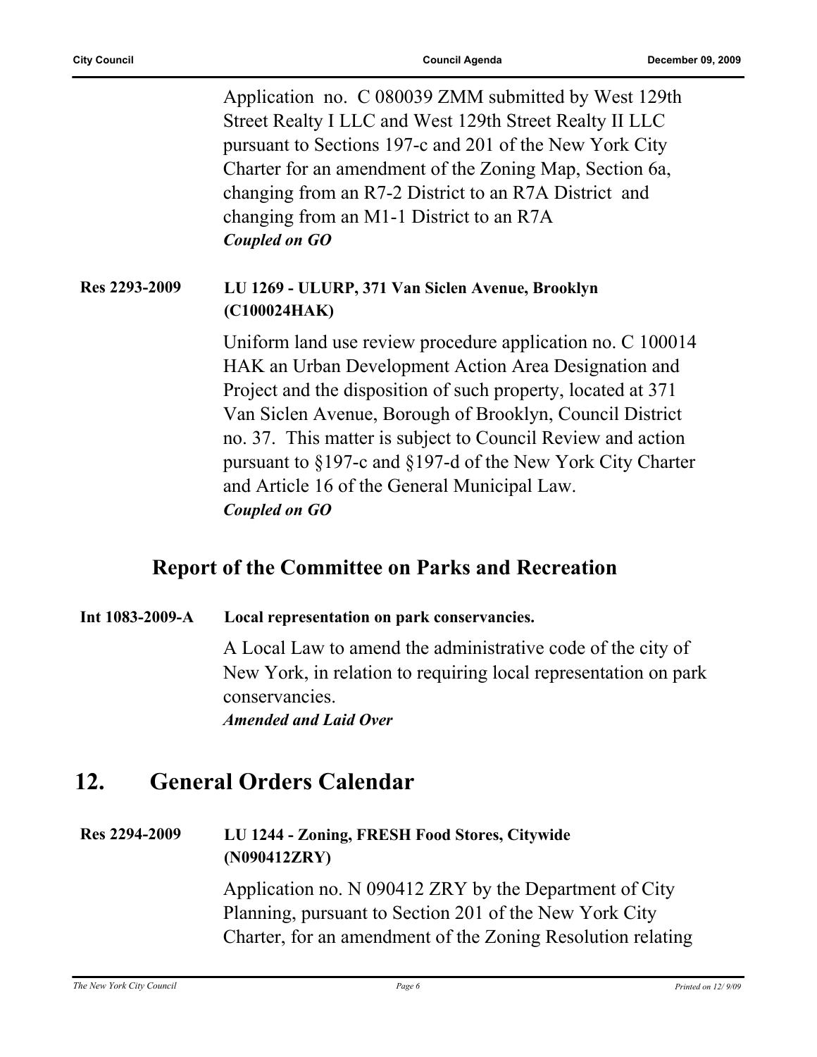Application no. C 080039 ZMM submitted by West 129th Street Realty I LLC and West 129th Street Realty II LLC pursuant to Sections 197-c and 201 of the New York City Charter for an amendment of the Zoning Map, Section 6a, changing from an R7-2 District to an R7A District and changing from an M1-1 District to an R7A

***Coupled on GO***

**Res 2293-2009** **LU 1269 - ULURP, 371 Van Siclen Avenue, Brooklyn (C100024HAK)**

Uniform land use review procedure application no. C 100014 HAK an Urban Development Action Area Designation and Project and the disposition of such property, located at 371 Van Siclen Avenue, Borough of Brooklyn, Council District no. 37. This matter is subject to Council Review and action pursuant to §197-c and §197-d of the New York City Charter and Article 16 of the General Municipal Law.

***Coupled on GO***

## Report of the Committee on Parks and Recreation

**Int 1083-2009-A** **Local representation on park conservancies.**

A Local Law to amend the administrative code of the city of New York, in relation to requiring local representation on park conservancies.

***Amended and Laid Over***

# 12. General Orders Calendar

**Res 2294-2009** **LU 1244 - Zoning, FRESH Food Stores, Citywide (N090412ZRY)**

Application no. N 090412 ZRY by the Department of City Planning, pursuant to Section 201 of the New York City Charter, for an amendment of the Zoning Resolution relating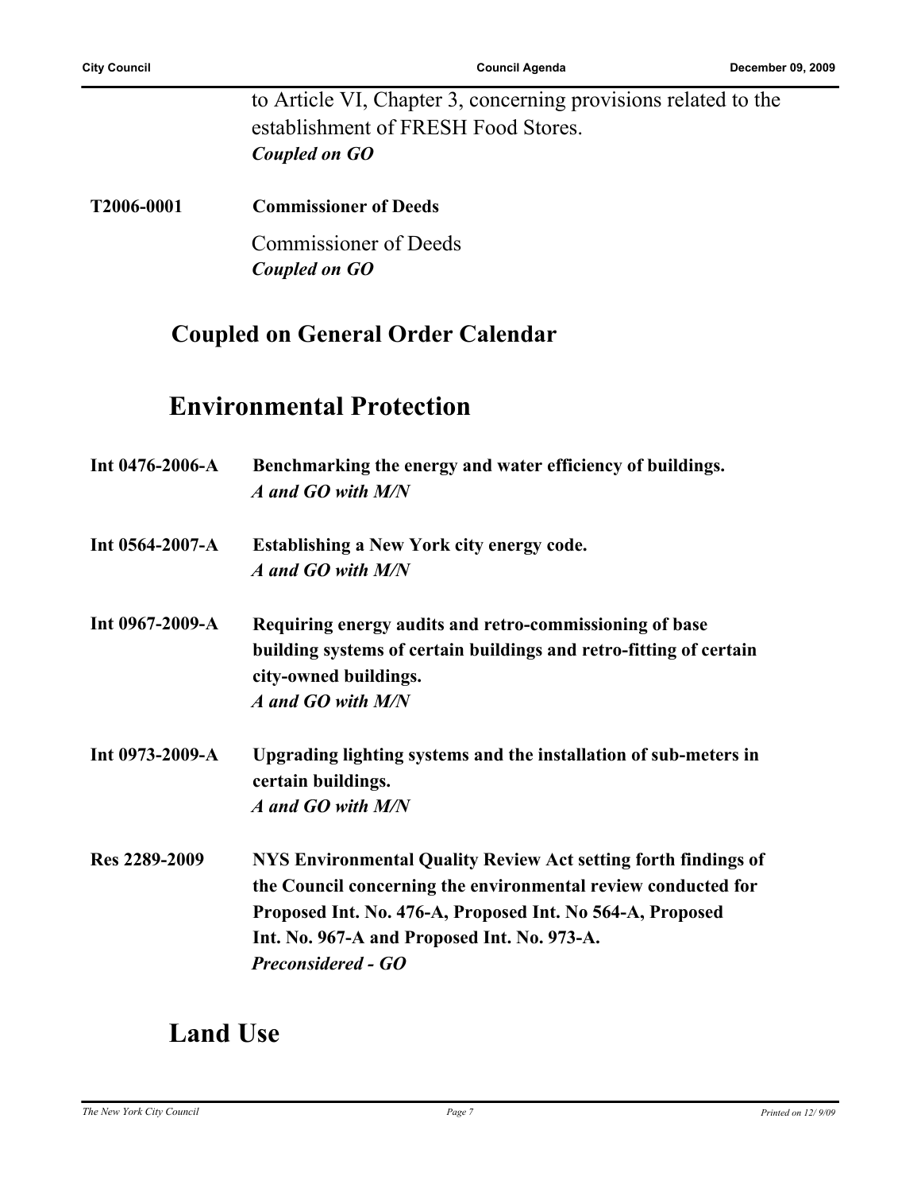to Article VI, Chapter 3, concerning provisions related to the establishment of FRESH Food Stores.
***Coupled on GO***

**T2006-0001** **Commissioner of Deeds**

Commissioner of Deeds
***Coupled on GO***

## Coupled on General Order Calendar

## Environmental Protection

**Int 0476-2006-A** **Benchmarking the energy and water efficiency of buildings.**
***A and GO with M/N***

**Int 0564-2007-A** **Establishing a New York city energy code.**
***A and GO with M/N***

**Int 0967-2009-A** **Requiring energy audits and retro-commissioning of base building systems of certain buildings and retro-fitting of certain city-owned buildings.**
***A and GO with M/N***

**Int 0973-2009-A** **Upgrading lighting systems and the installation of sub-meters in certain buildings.**
***A and GO with M/N***

**Res 2289-2009** **NYS Environmental Quality Review Act setting forth findings of the Council concerning the environmental review conducted for Proposed Int. No. 476-A, Proposed Int. No 564-A, Proposed Int. No. 967-A and Proposed Int. No. 973-A.**
***Preconsidered - GO***

## Land Use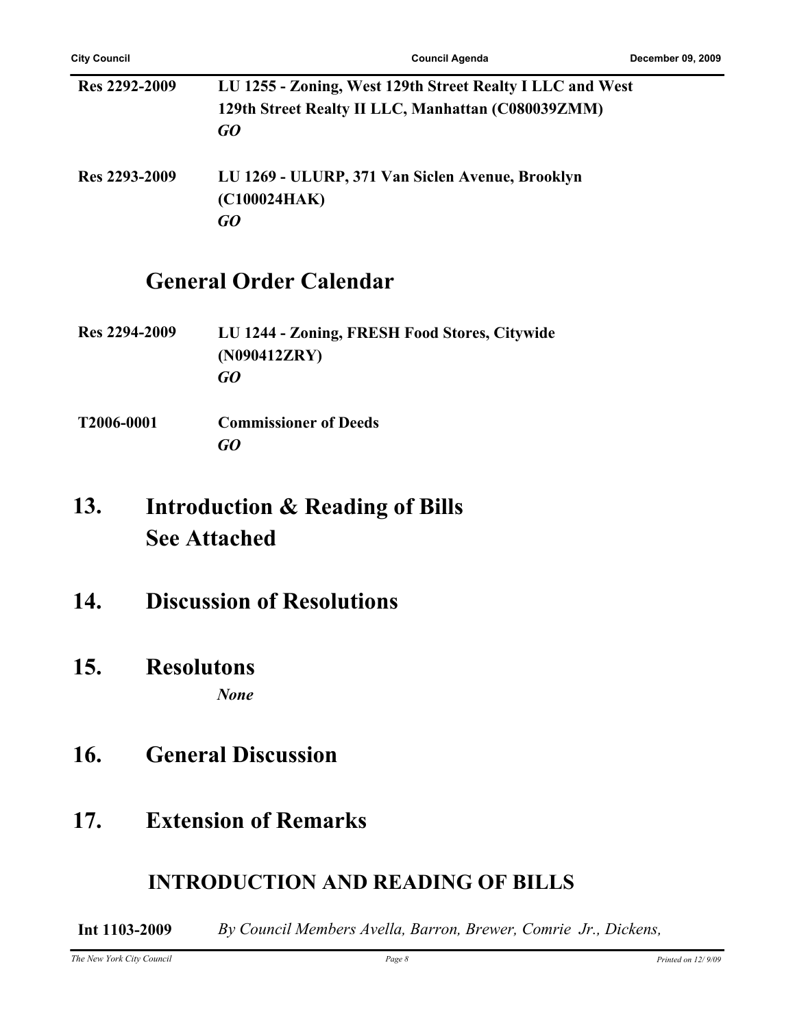**Res 2292-2009** **LU 1255 - Zoning, West 129th Street Realty I LLC and West 129th Street Realty II LLC, Manhattan (C080039ZMM)**
***GO***

**Res 2293-2009** **LU 1269 - ULURP, 371 Van Siclen Avenue, Brooklyn (C100024HAK)**
***GO***

## General Order Calendar

**Res 2294-2009** **LU 1244 - Zoning, FRESH Food Stores, Citywide (N090412ZRY)**
***GO***

**T2006-0001** **Commissioner of Deeds**
***GO***

## 13. Introduction & Reading of Bills See Attached

## 14. Discussion of Resolutions

## 15. Resolutons

***None***

## 16. General Discussion

## 17. Extension of Remarks

## INTRODUCTION AND READING OF BILLS

**Int 1103-2009** *By Council Members Avella, Barron, Brewer, Comrie Jr., Dickens,*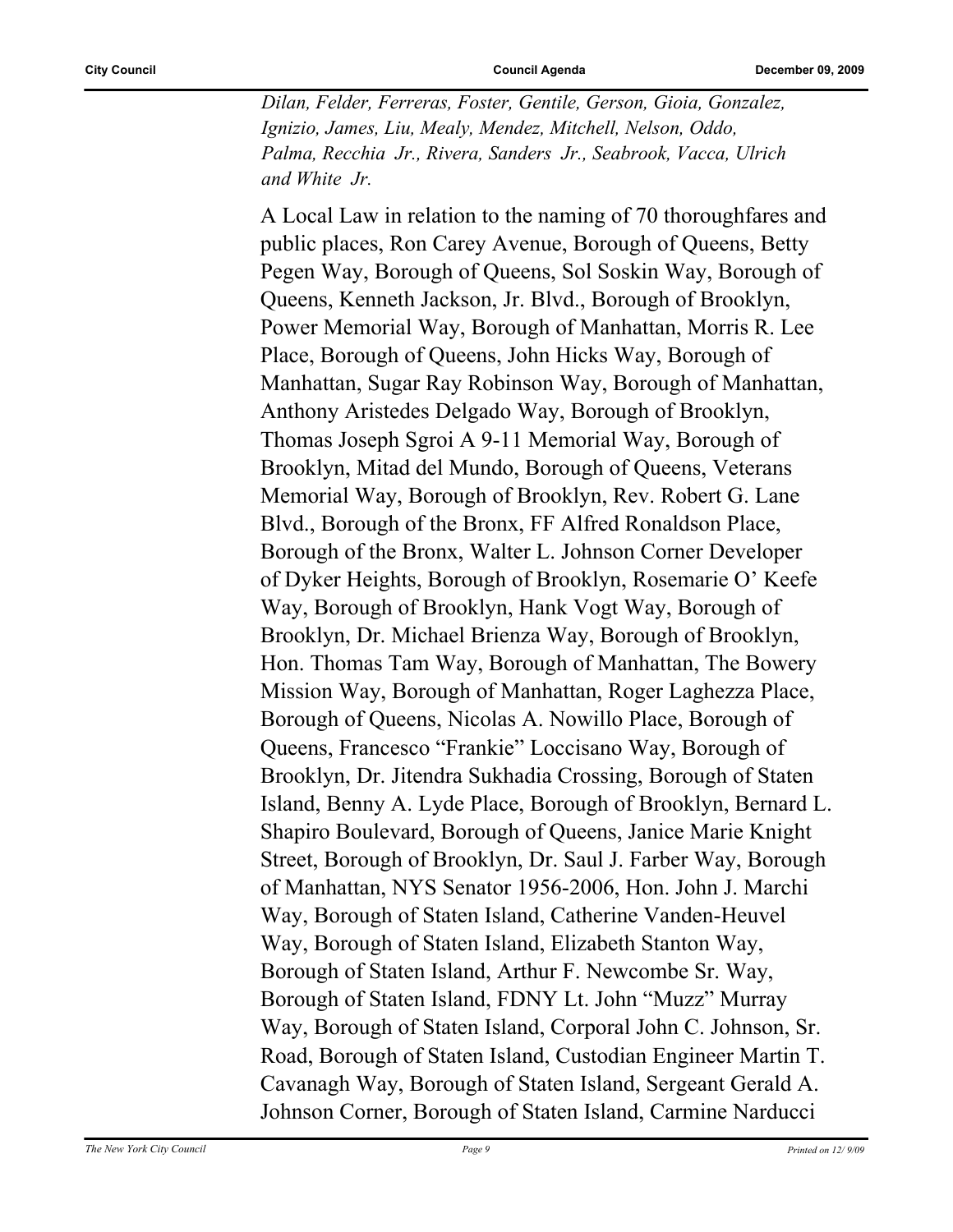*Dilan, Felder, Ferreras, Foster, Gentile, Gerson, Gioia, Gonzalez, Ignizio, James, Liu, Mealy, Mendez, Mitchell, Nelson, Oddo, Palma, Recchia Jr., Rivera, Sanders Jr., Seabrook, Vacca, Ulrich and White Jr.*

A Local Law in relation to the naming of 70 thoroughfares and public places, Ron Carey Avenue, Borough of Queens, Betty Pegen Way, Borough of Queens, Sol Soskin Way, Borough of Queens, Kenneth Jackson, Jr. Blvd., Borough of Brooklyn, Power Memorial Way, Borough of Manhattan, Morris R. Lee Place, Borough of Queens, John Hicks Way, Borough of Manhattan, Sugar Ray Robinson Way, Borough of Manhattan, Anthony Aristedes Delgado Way, Borough of Brooklyn, Thomas Joseph Sgroi A 9-11 Memorial Way, Borough of Brooklyn, Mitad del Mundo, Borough of Queens, Veterans Memorial Way, Borough of Brooklyn, Rev. Robert G. Lane Blvd., Borough of the Bronx, FF Alfred Ronaldson Place, Borough of the Bronx, Walter L. Johnson Corner Developer of Dyker Heights, Borough of Brooklyn, Rosemarie O' Keefe Way, Borough of Brooklyn, Hank Vogt Way, Borough of Brooklyn, Dr. Michael Brienza Way, Borough of Brooklyn, Hon. Thomas Tam Way, Borough of Manhattan, The Bowery Mission Way, Borough of Manhattan, Roger Laghezza Place, Borough of Queens, Nicolas A. Nowillo Place, Borough of Queens, Francesco "Frankie" Loccisano Way, Borough of Brooklyn, Dr. Jitendra Sukhadia Crossing, Borough of Staten Island, Benny A. Lyde Place, Borough of Brooklyn, Bernard L. Shapiro Boulevard, Borough of Queens, Janice Marie Knight Street, Borough of Brooklyn, Dr. Saul J. Farber Way, Borough of Manhattan, NYS Senator 1956-2006, Hon. John J. Marchi Way, Borough of Staten Island, Catherine Vanden-Heuvel Way, Borough of Staten Island, Elizabeth Stanton Way, Borough of Staten Island, Arthur F. Newcombe Sr. Way, Borough of Staten Island, FDNY Lt. John "Muzz" Murray Way, Borough of Staten Island, Corporal John C. Johnson, Sr. Road, Borough of Staten Island, Custodian Engineer Martin T. Cavanagh Way, Borough of Staten Island, Sergeant Gerald A. Johnson Corner, Borough of Staten Island, Carmine Narducci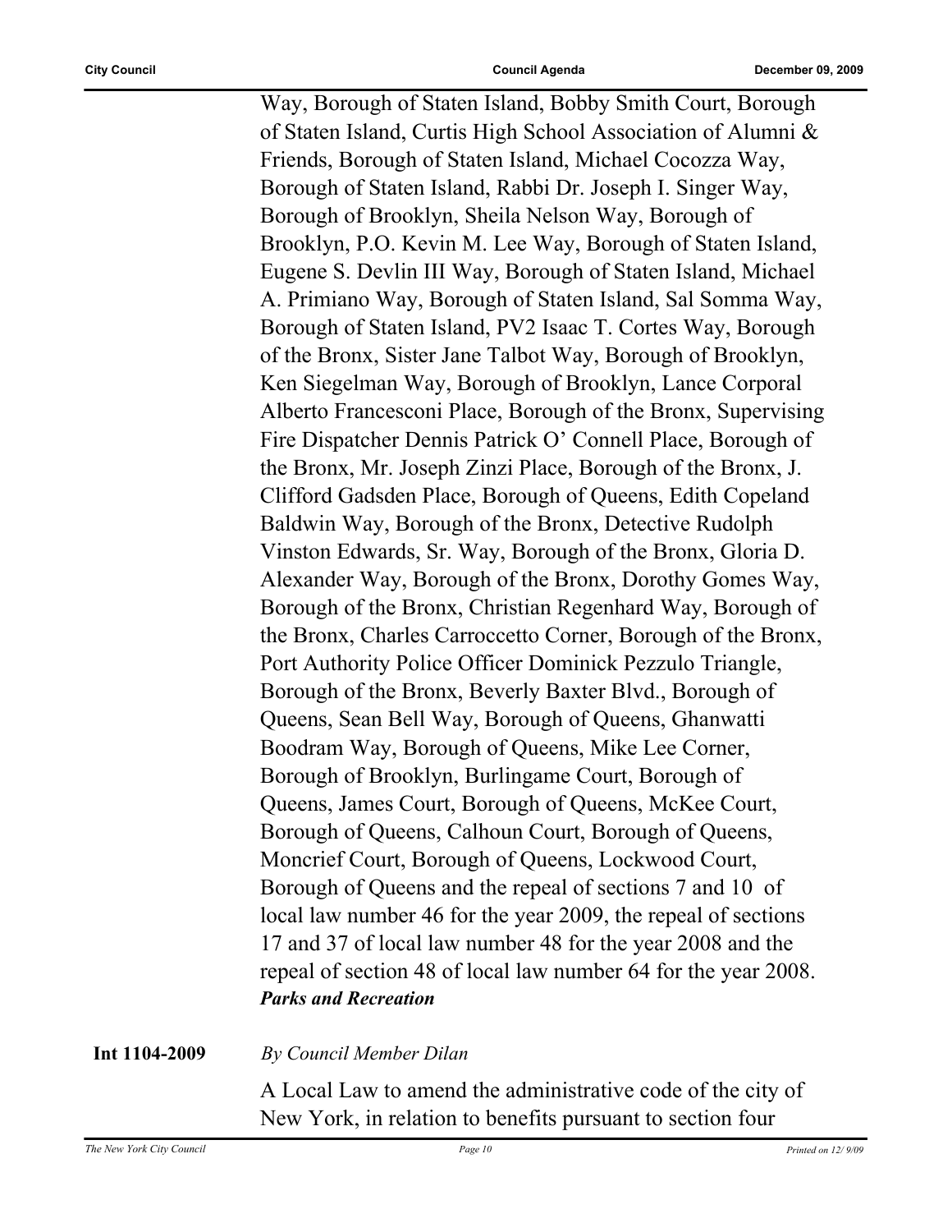Way, Borough of Staten Island, Bobby Smith Court, Borough of Staten Island, Curtis High School Association of Alumni & Friends, Borough of Staten Island, Michael Cocozza Way, Borough of Staten Island, Rabbi Dr. Joseph I. Singer Way, Borough of Brooklyn, Sheila Nelson Way, Borough of Brooklyn, P.O. Kevin M. Lee Way, Borough of Staten Island, Eugene S. Devlin III Way, Borough of Staten Island, Michael A. Primiano Way, Borough of Staten Island, Sal Somma Way, Borough of Staten Island, PV2 Isaac T. Cortes Way, Borough of the Bronx, Sister Jane Talbot Way, Borough of Brooklyn, Ken Siegelman Way, Borough of Brooklyn, Lance Corporal Alberto Francesconi Place, Borough of the Bronx, Supervising Fire Dispatcher Dennis Patrick O' Connell Place, Borough of the Bronx, Mr. Joseph Zinzi Place, Borough of the Bronx, J. Clifford Gadsden Place, Borough of Queens, Edith Copeland Baldwin Way, Borough of the Bronx, Detective Rudolph Vinston Edwards, Sr. Way, Borough of the Bronx, Gloria D. Alexander Way, Borough of the Bronx, Dorothy Gomes Way, Borough of the Bronx, Christian Regenhard Way, Borough of the Bronx, Charles Carroccetto Corner, Borough of the Bronx, Port Authority Police Officer Dominick Pezzulo Triangle, Borough of the Bronx, Beverly Baxter Blvd., Borough of Queens, Sean Bell Way, Borough of Queens, Ghanwatti Boodram Way, Borough of Queens, Mike Lee Corner, Borough of Brooklyn, Burlingame Court, Borough of Queens, James Court, Borough of Queens, McKee Court, Borough of Queens, Calhoun Court, Borough of Queens, Moncrief Court, Borough of Queens, Lockwood Court, Borough of Queens and the repeal of sections 7 and 10 of local law number 46 for the year 2009, the repeal of sections 17 and 37 of local law number 48 for the year 2008 and the repeal of section 48 of local law number 64 for the year 2008.

***Parks and Recreation***

**Int 1104-2009**

*By Council Member Dilan*

A Local Law to amend the administrative code of the city of New York, in relation to benefits pursuant to section four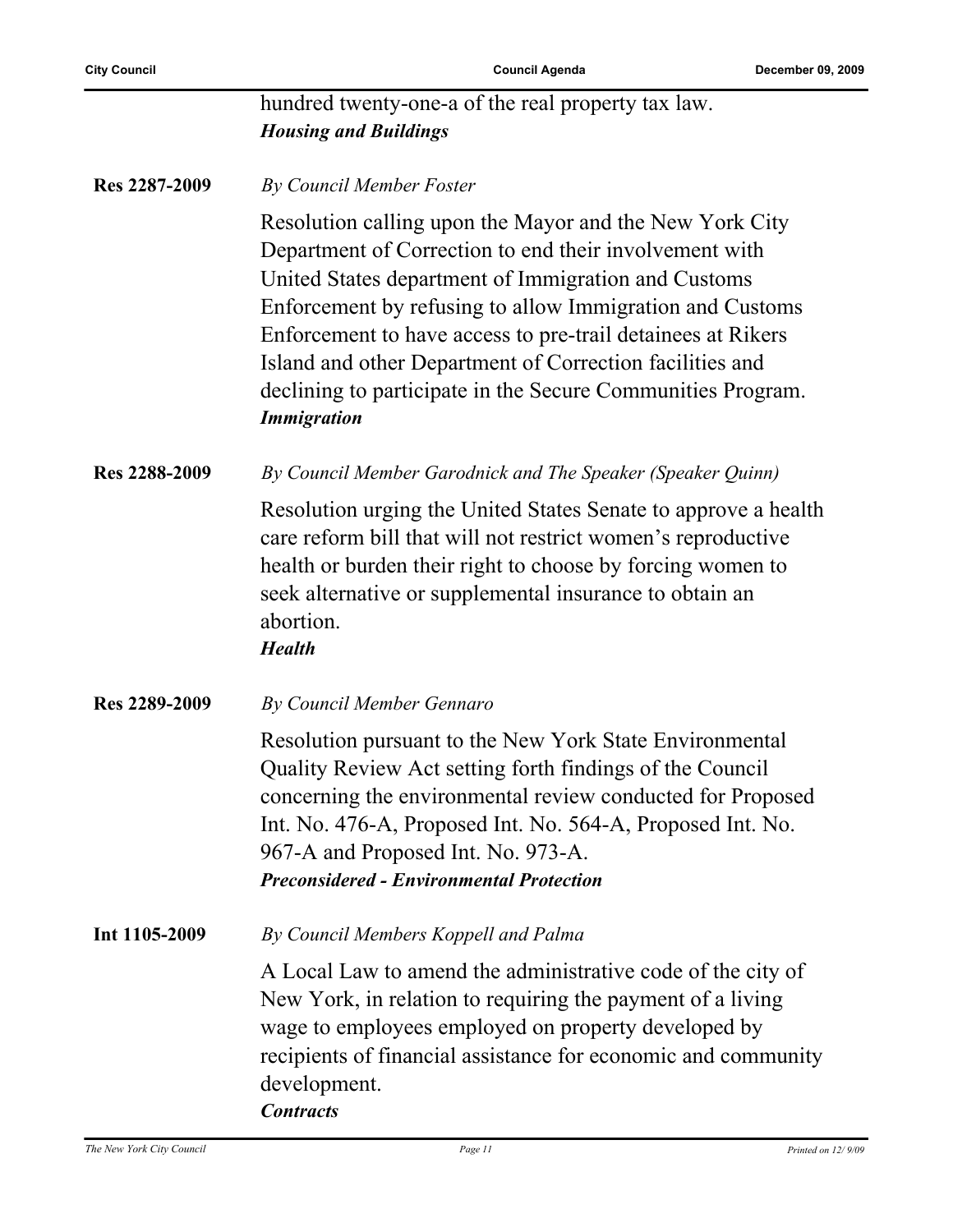hundred twenty-one-a of the real property tax law.
***Housing and Buildings***

**Res 2287-2009**

*By Council Member Foster*

Resolution calling upon the Mayor and the New York City Department of Correction to end their involvement with United States department of Immigration and Customs Enforcement by refusing to allow Immigration and Customs Enforcement to have access to pre-trail detainees at Rikers Island and other Department of Correction facilities and declining to participate in the Secure Communities Program.
***Immigration***

**Res 2288-2009**

*By Council Member Garodnick and The Speaker (Speaker Quinn)*

Resolution urging the United States Senate to approve a health care reform bill that will not restrict women's reproductive health or burden their right to choose by forcing women to seek alternative or supplemental insurance to obtain an abortion.
***Health***

**Res 2289-2009**

*By Council Member Gennaro*

Resolution pursuant to the New York State Environmental Quality Review Act setting forth findings of the Council concerning the environmental review conducted for Proposed Int. No. 476-A, Proposed Int. No. 564-A, Proposed Int. No. 967-A and Proposed Int. No. 973-A.
***Preconsidered - Environmental Protection***

**Int 1105-2009**

*By Council Members Koppell and Palma*

A Local Law to amend the administrative code of the city of New York, in relation to requiring the payment of a living wage to employees employed on property developed by recipients of financial assistance for economic and community development.
***Contracts***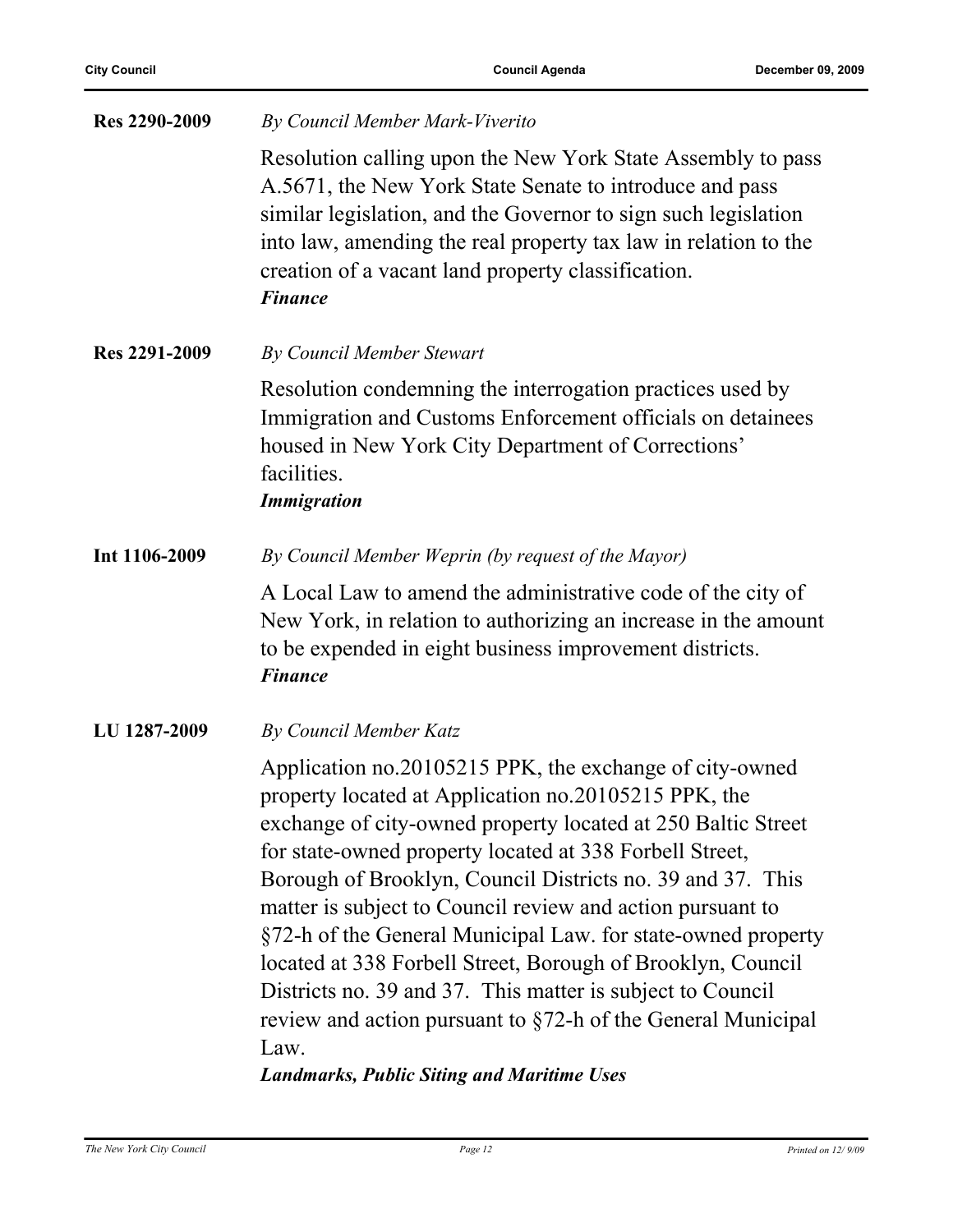**Res 2290-2009** *By Council Member Mark-Viverito*

Resolution calling upon the New York State Assembly to pass A.5671, the New York State Senate to introduce and pass similar legislation, and the Governor to sign such legislation into law, amending the real property tax law in relation to the creation of a vacant land property classification.
***Finance***

**Res 2291-2009** *By Council Member Stewart*

Resolution condemning the interrogation practices used by Immigration and Customs Enforcement officials on detainees housed in New York City Department of Corrections' facilities.
***Immigration***

**Int 1106-2009** *By Council Member Weprin (by request of the Mayor)*

A Local Law to amend the administrative code of the city of New York, in relation to authorizing an increase in the amount to be expended in eight business improvement districts.
***Finance***

**LU 1287-2009** *By Council Member Katz*

Application no.20105215 PPK, the exchange of city-owned property located at Application no.20105215 PPK, the exchange of city-owned property located at 250 Baltic Street for state-owned property located at 338 Forbell Street, Borough of Brooklyn, Council Districts no. 39 and 37. This matter is subject to Council review and action pursuant to §72-h of the General Municipal Law. for state-owned property located at 338 Forbell Street, Borough of Brooklyn, Council Districts no. 39 and 37. This matter is subject to Council review and action pursuant to §72-h of the General Municipal Law.
***Landmarks, Public Siting and Maritime Uses***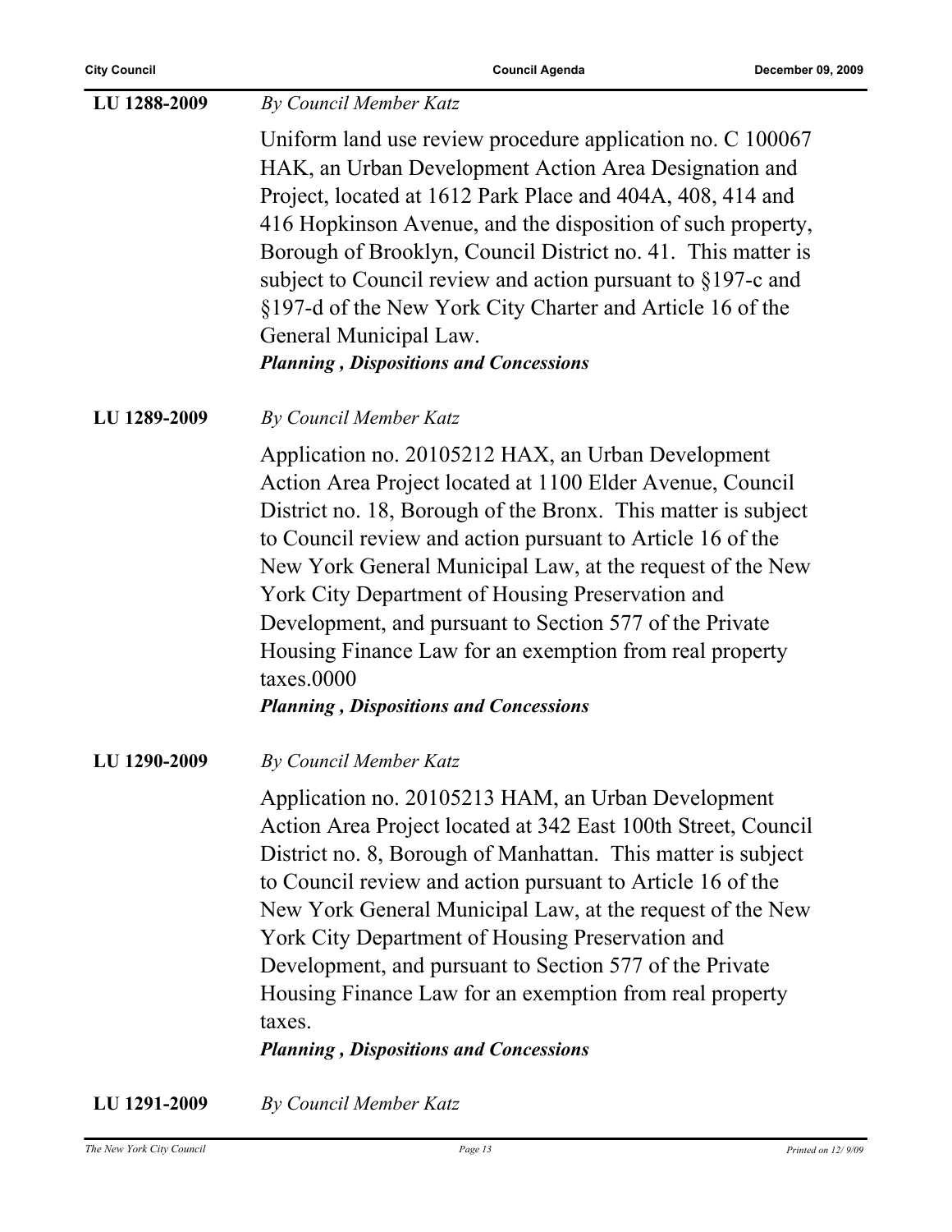**LU 1288-2009** *By Council Member Katz*

Uniform land use review procedure application no. C 100067 HAK, an Urban Development Action Area Designation and Project, located at 1612 Park Place and 404A, 408, 414 and 416 Hopkinson Avenue, and the disposition of such property, Borough of Brooklyn, Council District no. 41. This matter is subject to Council review and action pursuant to §197-c and §197-d of the New York City Charter and Article 16 of the General Municipal Law.

***Planning , Dispositions and Concessions***

**LU 1289-2009** *By Council Member Katz*

Application no. 20105212 HAX, an Urban Development Action Area Project located at 1100 Elder Avenue, Council District no. 18, Borough of the Bronx. This matter is subject to Council review and action pursuant to Article 16 of the New York General Municipal Law, at the request of the New York City Department of Housing Preservation and Development, and pursuant to Section 577 of the Private Housing Finance Law for an exemption from real property taxes.0000

***Planning , Dispositions and Concessions***

**LU 1290-2009** *By Council Member Katz*

Application no. 20105213 HAM, an Urban Development Action Area Project located at 342 East 100th Street, Council District no. 8, Borough of Manhattan. This matter is subject to Council review and action pursuant to Article 16 of the New York General Municipal Law, at the request of the New York City Department of Housing Preservation and Development, and pursuant to Section 577 of the Private Housing Finance Law for an exemption from real property taxes.

***Planning , Dispositions and Concessions***

**LU 1291-2009** *By Council Member Katz*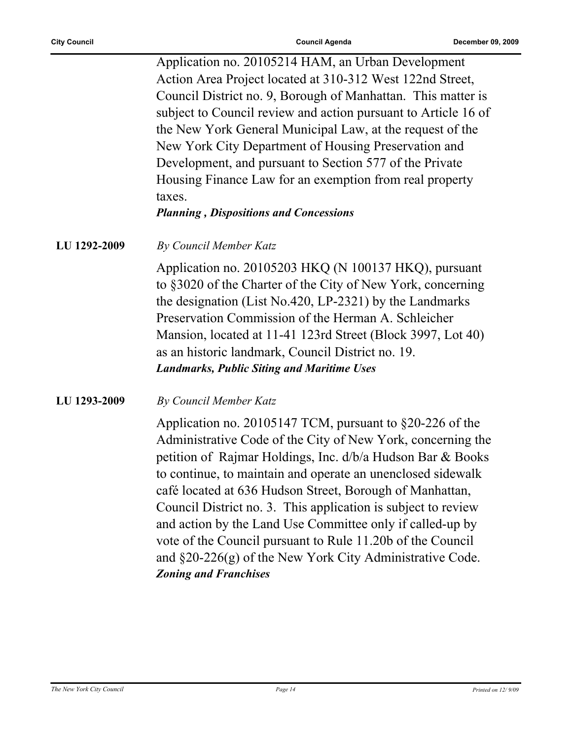Application no. 20105214 HAM, an Urban Development Action Area Project located at 310-312 West 122nd Street, Council District no. 9, Borough of Manhattan. This matter is subject to Council review and action pursuant to Article 16 of the New York General Municipal Law, at the request of the New York City Department of Housing Preservation and Development, and pursuant to Section 577 of the Private Housing Finance Law for an exemption from real property taxes.

***Planning , Dispositions and Concessions***

**LU 1292-2009** *By Council Member Katz*

Application no. 20105203 HKQ (N 100137 HKQ), pursuant to §3020 of the Charter of the City of New York, concerning the designation (List No.420, LP-2321) by the Landmarks Preservation Commission of the Herman A. Schleicher Mansion, located at 11-41 123rd Street (Block 3997, Lot 40) as an historic landmark, Council District no. 19.

***Landmarks, Public Siting and Maritime Uses***

**LU 1293-2009** *By Council Member Katz*

Application no. 20105147 TCM, pursuant to §20-226 of the Administrative Code of the City of New York, concerning the petition of Rajmar Holdings, Inc. d/b/a Hudson Bar & Books to continue, to maintain and operate an unenclosed sidewalk café located at 636 Hudson Street, Borough of Manhattan, Council District no. 3. This application is subject to review and action by the Land Use Committee only if called-up by vote of the Council pursuant to Rule 11.20b of the Council and §20-226(g) of the New York City Administrative Code.

***Zoning and Franchises***